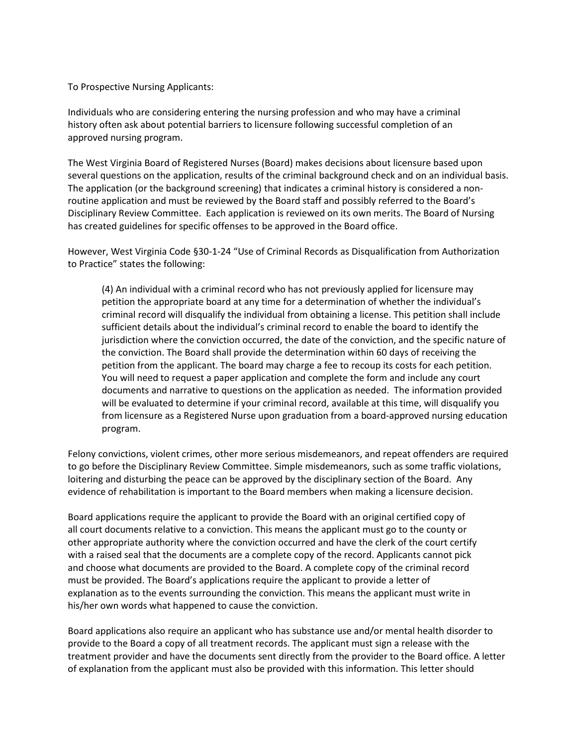To Prospective Nursing Applicants:

Individuals who are considering entering the nursing profession and who may have a criminal history often ask about potential barriers to licensure following successful completion of an approved nursing program.

The West Virginia Board of Registered Nurses (Board) makes decisions about licensure based upon several questions on the application, results of the criminal background check and on an individual basis. The application (or the background screening) that indicates a criminal history is considered a non-routine application and must be reviewed by the Board staff and possibly referred to the Board's Disciplinary Review Committee. Each application is reviewed on its own merits. The Board of Nursing has created guidelines for specific offenses to be approved in the Board office.

However, West Virginia Code §30-1-24 "Use of Criminal Records as Disqualification from Authorization to Practice" states the following:

> (4) An individual with a criminal record who has not previously applied for licensure may petition the appropriate board at any time for a determination of whether the individual's criminal record will disqualify the individual from obtaining a license. This petition shall include sufficient details about the individual's criminal record to enable the board to identify the jurisdiction where the conviction occurred, the date of the conviction, and the specific nature of the conviction. The Board shall provide the determination within 60 days of receiving the petition from the applicant. The board may charge a fee to recoup its costs for each petition. You will need to request a paper application and complete the form and include any court documents and narrative to questions on the application as needed. The information provided will be evaluated to determine if your criminal record, available at this time, will disqualify you from licensure as a Registered Nurse upon graduation from a board-approved nursing education program.

Felony convictions, violent crimes, other more serious misdemeanors, and repeat offenders are required to go before the Disciplinary Review Committee. Simple misdemeanors, such as some traffic violations, loitering and disturbing the peace can be approved by the disciplinary section of the Board. Any evidence of rehabilitation is important to the Board members when making a licensure decision.

Board applications require the applicant to provide the Board with an original certified copy of all court documents relative to a conviction. This means the applicant must go to the county or other appropriate authority where the conviction occurred and have the clerk of the court certify with a raised seal that the documents are a complete copy of the record. Applicants cannot pick and choose what documents are provided to the Board. A complete copy of the criminal record must be provided. The Board's applications require the applicant to provide a letter of explanation as to the events surrounding the conviction. This means the applicant must write in his/her own words what happened to cause the conviction.

Board applications also require an applicant who has substance use and/or mental health disorder to provide to the Board a copy of all treatment records. The applicant must sign a release with the treatment provider and have the documents sent directly from the provider to the Board office. A letter of explanation from the applicant must also be provided with this information. This letter should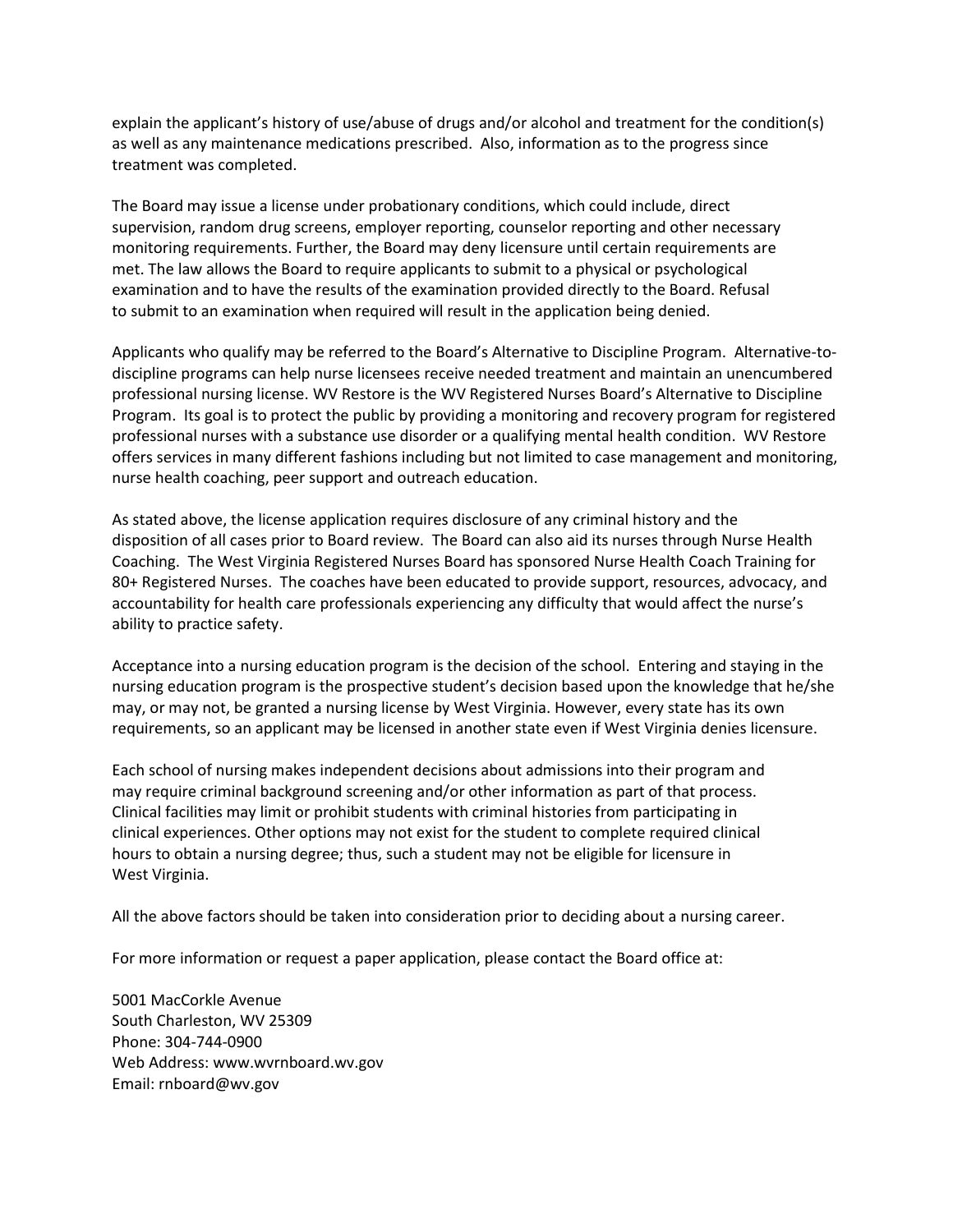explain the applicant's history of use/abuse of drugs and/or alcohol and treatment for the condition(s) as well as any maintenance medications prescribed. Also, information as to the progress since treatment was completed.

The Board may issue a license under probationary conditions, which could include, direct supervision, random drug screens, employer reporting, counselor reporting and other necessary monitoring requirements. Further, the Board may deny licensure until certain requirements are met. The law allows the Board to require applicants to submit to a physical or psychological examination and to have the results of the examination provided directly to the Board. Refusal to submit to an examination when required will result in the application being denied.

Applicants who qualify may be referred to the Board's Alternative to Discipline Program. Alternative-to-discipline programs can help nurse licensees receive needed treatment and maintain an unencumbered professional nursing license. WV Restore is the WV Registered Nurses Board's Alternative to Discipline Program. Its goal is to protect the public by providing a monitoring and recovery program for registered professional nurses with a substance use disorder or a qualifying mental health condition. WV Restore offers services in many different fashions including but not limited to case management and monitoring, nurse health coaching, peer support and outreach education.

As stated above, the license application requires disclosure of any criminal history and the disposition of all cases prior to Board review. The Board can also aid its nurses through Nurse Health Coaching. The West Virginia Registered Nurses Board has sponsored Nurse Health Coach Training for 80+ Registered Nurses. The coaches have been educated to provide support, resources, advocacy, and accountability for health care professionals experiencing any difficulty that would affect the nurse's ability to practice safety.

Acceptance into a nursing education program is the decision of the school. Entering and staying in the nursing education program is the prospective student's decision based upon the knowledge that he/she may, or may not, be granted a nursing license by West Virginia. However, every state has its own requirements, so an applicant may be licensed in another state even if West Virginia denies licensure.

Each school of nursing makes independent decisions about admissions into their program and may require criminal background screening and/or other information as part of that process. Clinical facilities may limit or prohibit students with criminal histories from participating in clinical experiences. Other options may not exist for the student to complete required clinical hours to obtain a nursing degree; thus, such a student may not be eligible for licensure in West Virginia.

All the above factors should be taken into consideration prior to deciding about a nursing career.

For more information or request a paper application, please contact the Board office at:

5001 MacCorkle Avenue
South Charleston, WV 25309
Phone: 304-744-0900
Web Address: www.wvrnboard.wv.gov
Email: rnboard@wv.gov